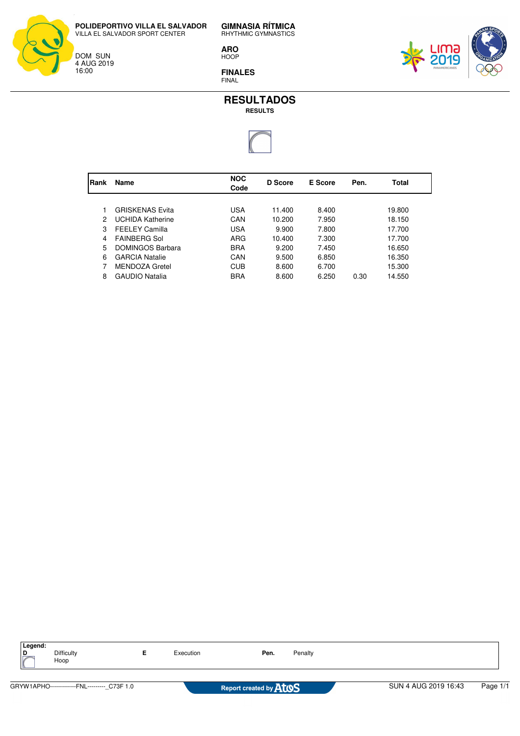**POLIDEPORTIVO VILLA EL SALVADOR**
VILLA EL SALVADOR SPORT CENTER

DOM SUN
4 AUG 2019
16:00

**GIMNASIA RÍTMICA**
RHYTHMIC GYMNASTICS

**ARO**
HOOP

**FINALES**
FINAL

# RESULTADOS
**RESULTS**

| Rank | Name | NOC Code | D Score | E Score | Pen. | Total |
|---|---|---|---|---|---|---|
| 1 | GRISKENAS Evita | USA | 11.400 | 8.400 | | 19.800 |
| 2 | UCHIDA Katherine | CAN | 10.200 | 7.950 | | 18.150 |
| 3 | FEELEY Camilla | USA | 9.900 | 7.800 | | 17.700 |
| 4 | FAINBERG Sol | ARG | 10.400 | 7.300 | | 17.700 |
| 5 | DOMINGOS Barbara | BRA | 9.200 | 7.450 | | 16.650 |
| 6 | GARCIA Natalie | CAN | 9.500 | 6.850 | | 16.350 |
| 7 | MENDOZA Gretel | CUB | 8.600 | 6.700 | | 15.300 |
| 8 | GAUDIO Natalia | BRA | 8.600 | 6.250 | 0.30 | 14.550 |

**Legend:**

| | | | | | |
|---|---|---|---|---|---|
| **D** | Difficulty | **E** | Execution | **Pen.** | Penalty |
| | Hoop | | | | |

GRYW1APHO-------------FNL---------_C73F 1.0 — Report created by Atos — SUN 4 AUG 2019 16:43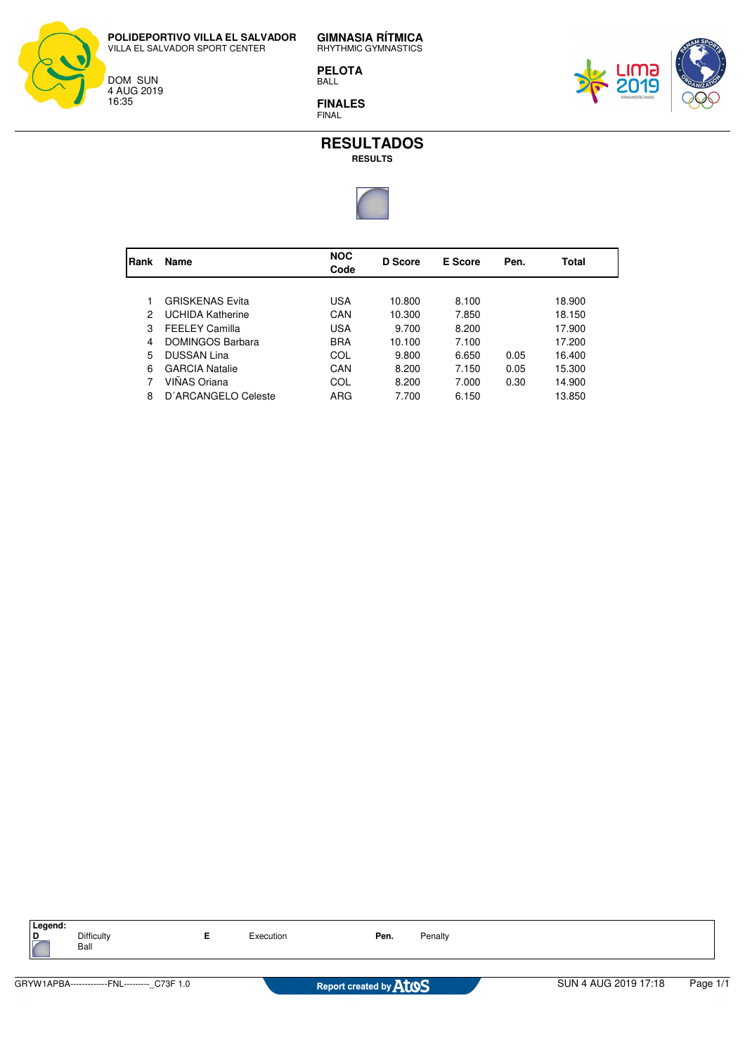**POLIDEPORTIVO VILLA EL SALVADOR**
VILLA EL SALVADOR SPORT CENTER

DOM SUN
4 AUG 2019
16:35

**GIMNASIA RÍTMICA**
RHYTHMIC GYMNASTICS

**PELOTA**
BALL

**FINALES**
FINAL

# RESULTADOS
**RESULTS**

| Rank | Name | NOC Code | D Score | E Score | Pen. | Total |
|---|---|---|---|---|---|---|
| 1 | GRISKENAS Evita | USA | 10.800 | 8.100 | | 18.900 |
| 2 | UCHIDA Katherine | CAN | 10.300 | 7.850 | | 18.150 |
| 3 | FEELEY Camilla | USA | 9.700 | 8.200 | | 17.900 |
| 4 | DOMINGOS Barbara | BRA | 10.100 | 7.100 | | 17.200 |
| 5 | DUSSAN Lina | COL | 9.800 | 6.650 | 0.05 | 16.400 |
| 6 | GARCIA Natalie | CAN | 8.200 | 7.150 | 0.05 | 15.300 |
| 7 | VIÑAS Oriana | COL | 8.200 | 7.000 | 0.30 | 14.900 |
| 8 | D´ARCANGELO Celeste | ARG | 7.700 | 6.150 | | 13.850 |

**Legend:**

| | | | | | |
|---|---|---|---|---|---|
| **D** | Difficulty | **E** | Execution | **Pen.** | Penalty |
| | Ball | | | | |

GRYW1APBA-------------FNL---------_C73F 1.0 — Report created by Atos — SUN 4 AUG 2019 17:18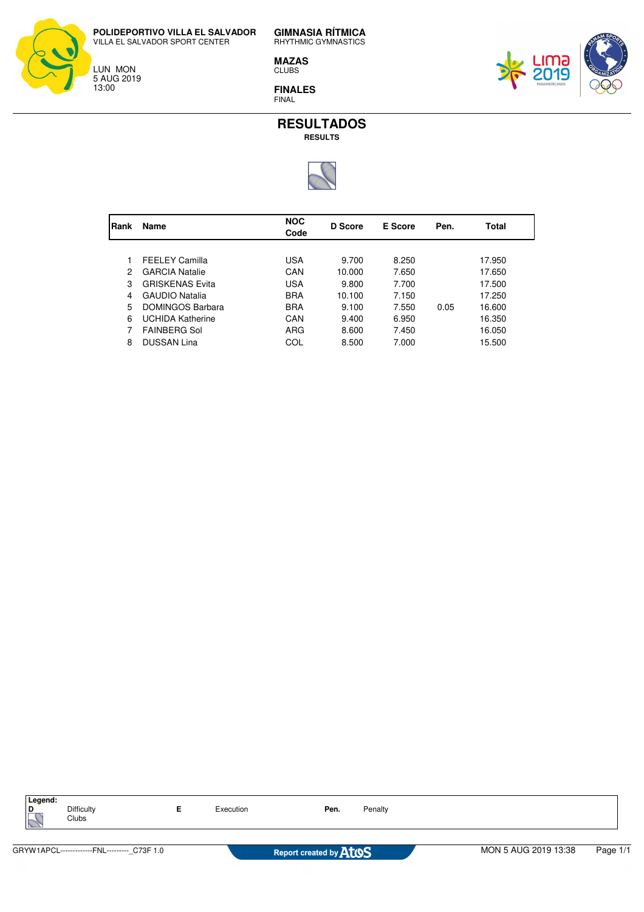**POLIDEPORTIVO VILLA EL SALVADOR**
VILLA EL SALVADOR SPORT CENTER

LUN MON
5 AUG 2019
13:00

**GIMNASIA RÍTMICA**
RHYTHMIC GYMNASTICS

**MAZAS**
CLUBS

**FINALES**
FINAL

# RESULTADOS
**RESULTS**

| Rank | Name | NOC Code | D Score | E Score | Pen. | Total |
|---|---|---|---|---|---|---|
| 1 | FEELEY Camilla | USA | 9.700 | 8.250 | | 17.950 |
| 2 | GARCIA Natalie | CAN | 10.000 | 7.650 | | 17.650 |
| 3 | GRISKENAS Evita | USA | 9.800 | 7.700 | | 17.500 |
| 4 | GAUDIO Natalia | BRA | 10.100 | 7.150 | | 17.250 |
| 5 | DOMINGOS Barbara | BRA | 9.100 | 7.550 | 0.05 | 16.600 |
| 6 | UCHIDA Katherine | CAN | 9.400 | 6.950 | | 16.350 |
| 7 | FAINBERG Sol | ARG | 8.600 | 7.450 | | 16.050 |
| 8 | DUSSAN Lina | COL | 8.500 | 7.000 | | 15.500 |

**Legend:**

| | | | | | |
|---|---|---|---|---|---|
| **D** | Difficulty | **E** | Execution | **Pen.** | Penalty |
| | Clubs | | | | |

GRYW1APCL-------------FNL---------_C73F 1.0 — Report created by Atos — MON 5 AUG 2019 13:38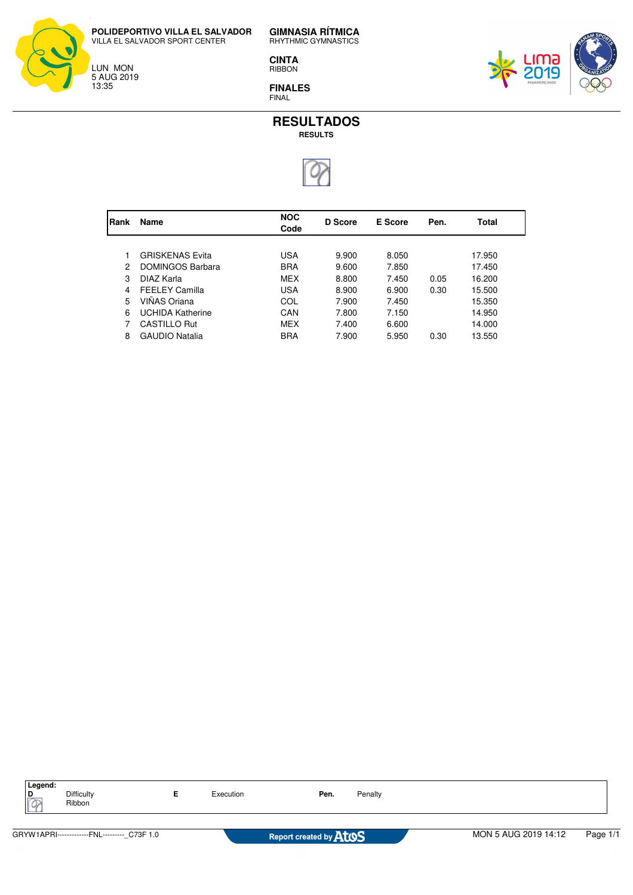**POLIDEPORTIVO VILLA EL SALVADOR**
VILLA EL SALVADOR SPORT CENTER

LUN MON
5 AUG 2019
13:35

**GIMNASIA RÍTMICA**
RHYTHMIC GYMNASTICS

**CINTA**
RIBBON

**FINALES**
FINAL

# RESULTADOS
**RESULTS**

| Rank | Name | NOC Code | D Score | E Score | Pen. | Total |
|---|---|---|---|---|---|---|
| 1 | GRISKENAS Evita | USA | 9.900 | 8.050 | | 17.950 |
| 2 | DOMINGOS Barbara | BRA | 9.600 | 7.850 | | 17.450 |
| 3 | DIAZ Karla | MEX | 8.800 | 7.450 | 0.05 | 16.200 |
| 4 | FEELEY Camilla | USA | 8.900 | 6.900 | 0.30 | 15.500 |
| 5 | VIÑAS Oriana | COL | 7.900 | 7.450 | | 15.350 |
| 6 | UCHIDA Katherine | CAN | 7.800 | 7.150 | | 14.950 |
| 7 | CASTILLO Rut | MEX | 7.400 | 6.600 | | 14.000 |
| 8 | GAUDIO Natalia | BRA | 7.900 | 5.950 | 0.30 | 13.550 |

**Legend:**
**D** Difficulty
Ribbon
**E** Execution
**Pen.** Penalty

GRYW1APRI-------------FNL---------_C73F 1.0
Report created by Atos
MON 5 AUG 2019 14:12